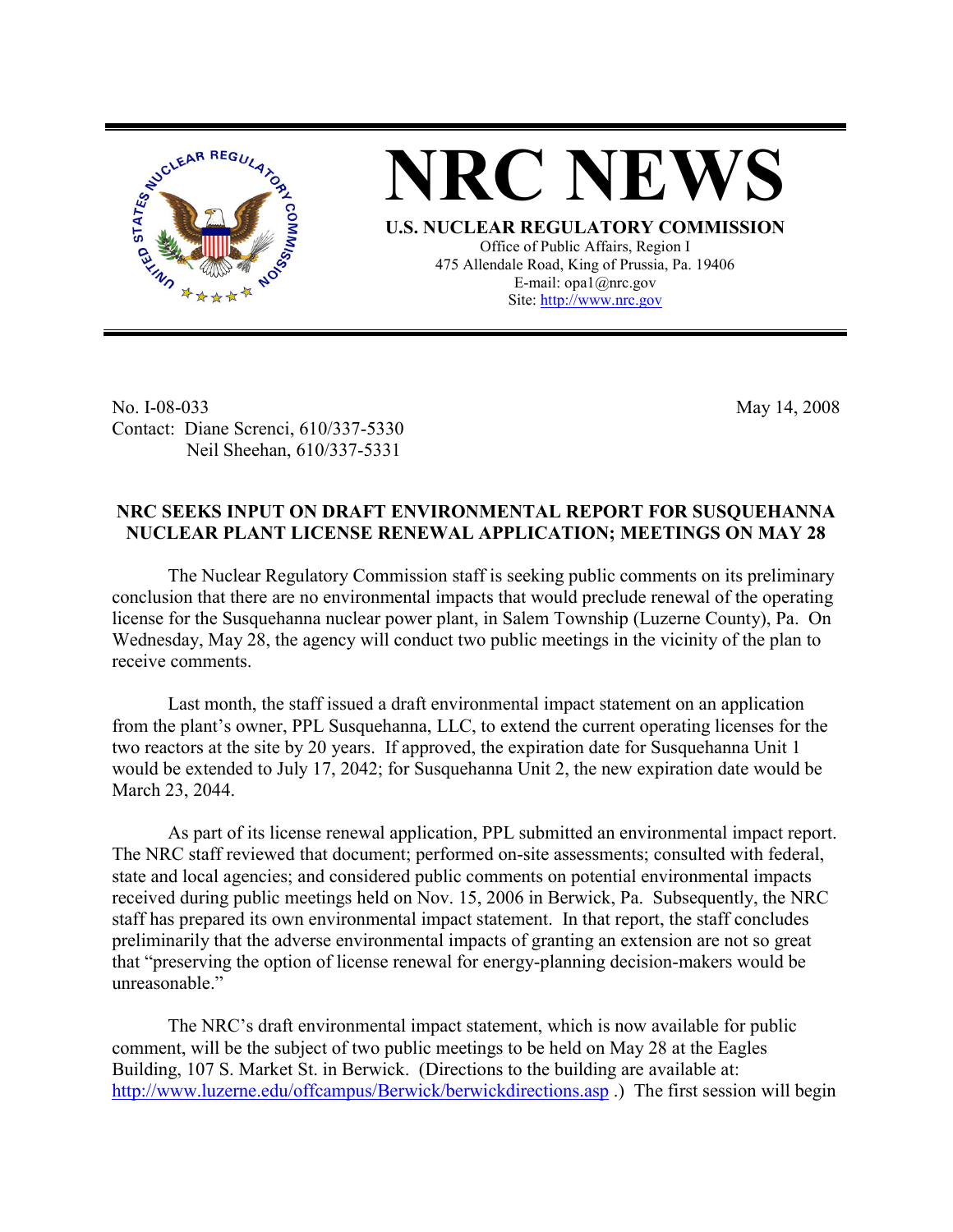# NRC NEWS

**U.S. NUCLEAR REGULATORY COMMISSION**
Office of Public Affairs, Region I
475 Allendale Road, King of Prussia, Pa. 19406
E-mail: opa1@nrc.gov
Site: http://www.nrc.gov

No. I-08-033 May 14, 2008
Contact: Diane Screnci, 610/337-5330
Neil Sheehan, 610/337-5331

**NRC SEEKS INPUT ON DRAFT ENVIRONMENTAL REPORT FOR SUSQUEHANNA NUCLEAR PLANT LICENSE RENEWAL APPLICATION; MEETINGS ON MAY 28**

The Nuclear Regulatory Commission staff is seeking public comments on its preliminary conclusion that there are no environmental impacts that would preclude renewal of the operating license for the Susquehanna nuclear power plant, in Salem Township (Luzerne County), Pa. On Wednesday, May 28, the agency will conduct two public meetings in the vicinity of the plan to receive comments.

Last month, the staff issued a draft environmental impact statement on an application from the plant's owner, PPL Susquehanna, LLC, to extend the current operating licenses for the two reactors at the site by 20 years. If approved, the expiration date for Susquehanna Unit 1 would be extended to July 17, 2042; for Susquehanna Unit 2, the new expiration date would be March 23, 2044.

As part of its license renewal application, PPL submitted an environmental impact report. The NRC staff reviewed that document; performed on-site assessments; consulted with federal, state and local agencies; and considered public comments on potential environmental impacts received during public meetings held on Nov. 15, 2006 in Berwick, Pa. Subsequently, the NRC staff has prepared its own environmental impact statement. In that report, the staff concludes preliminarily that the adverse environmental impacts of granting an extension are not so great that "preserving the option of license renewal for energy-planning decision-makers would be unreasonable."

The NRC's draft environmental impact statement, which is now available for public comment, will be the subject of two public meetings to be held on May 28 at the Eagles Building, 107 S. Market St. in Berwick. (Directions to the building are available at: http://www.luzerne.edu/offcampus/Berwick/berwickdirections.asp .) The first session will begin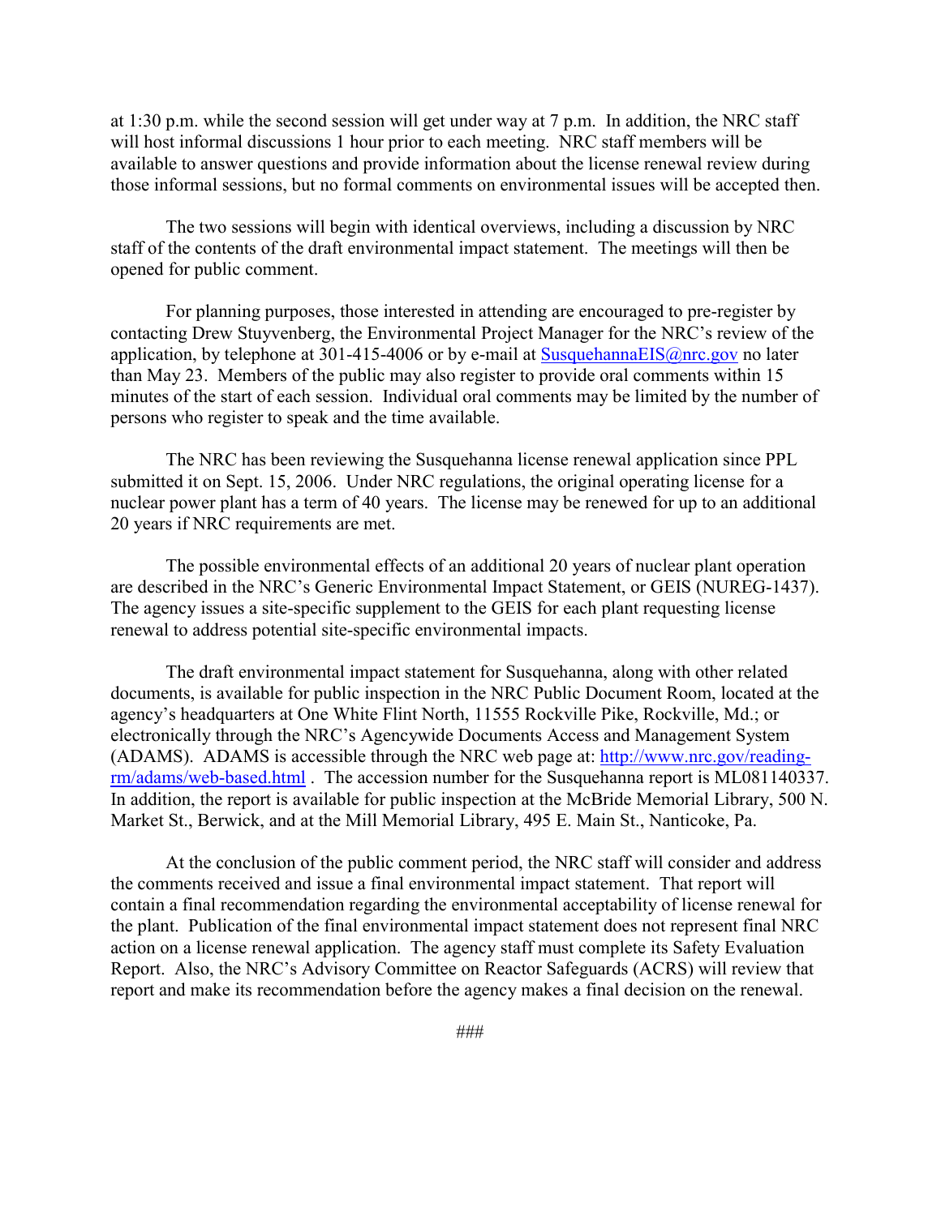at 1:30 p.m. while the second session will get under way at 7 p.m. In addition, the NRC staff will host informal discussions 1 hour prior to each meeting. NRC staff members will be available to answer questions and provide information about the license renewal review during those informal sessions, but no formal comments on environmental issues will be accepted then.

The two sessions will begin with identical overviews, including a discussion by NRC staff of the contents of the draft environmental impact statement. The meetings will then be opened for public comment.

For planning purposes, those interested in attending are encouraged to pre-register by contacting Drew Stuyvenberg, the Environmental Project Manager for the NRC's review of the application, by telephone at 301-415-4006 or by e-mail at SusquehannaEIS@nrc.gov no later than May 23. Members of the public may also register to provide oral comments within 15 minutes of the start of each session. Individual oral comments may be limited by the number of persons who register to speak and the time available.

The NRC has been reviewing the Susquehanna license renewal application since PPL submitted it on Sept. 15, 2006. Under NRC regulations, the original operating license for a nuclear power plant has a term of 40 years. The license may be renewed for up to an additional 20 years if NRC requirements are met.

The possible environmental effects of an additional 20 years of nuclear plant operation are described in the NRC's Generic Environmental Impact Statement, or GEIS (NUREG-1437). The agency issues a site-specific supplement to the GEIS for each plant requesting license renewal to address potential site-specific environmental impacts.

The draft environmental impact statement for Susquehanna, along with other related documents, is available for public inspection in the NRC Public Document Room, located at the agency's headquarters at One White Flint North, 11555 Rockville Pike, Rockville, Md.; or electronically through the NRC's Agencywide Documents Access and Management System (ADAMS). ADAMS is accessible through the NRC web page at: http://www.nrc.gov/reading-rm/adams/web-based.html . The accession number for the Susquehanna report is ML081140337. In addition, the report is available for public inspection at the McBride Memorial Library, 500 N. Market St., Berwick, and at the Mill Memorial Library, 495 E. Main St., Nanticoke, Pa.

At the conclusion of the public comment period, the NRC staff will consider and address the comments received and issue a final environmental impact statement. That report will contain a final recommendation regarding the environmental acceptability of license renewal for the plant. Publication of the final environmental impact statement does not represent final NRC action on a license renewal application. The agency staff must complete its Safety Evaluation Report. Also, the NRC's Advisory Committee on Reactor Safeguards (ACRS) will review that report and make its recommendation before the agency makes a final decision on the renewal.

###